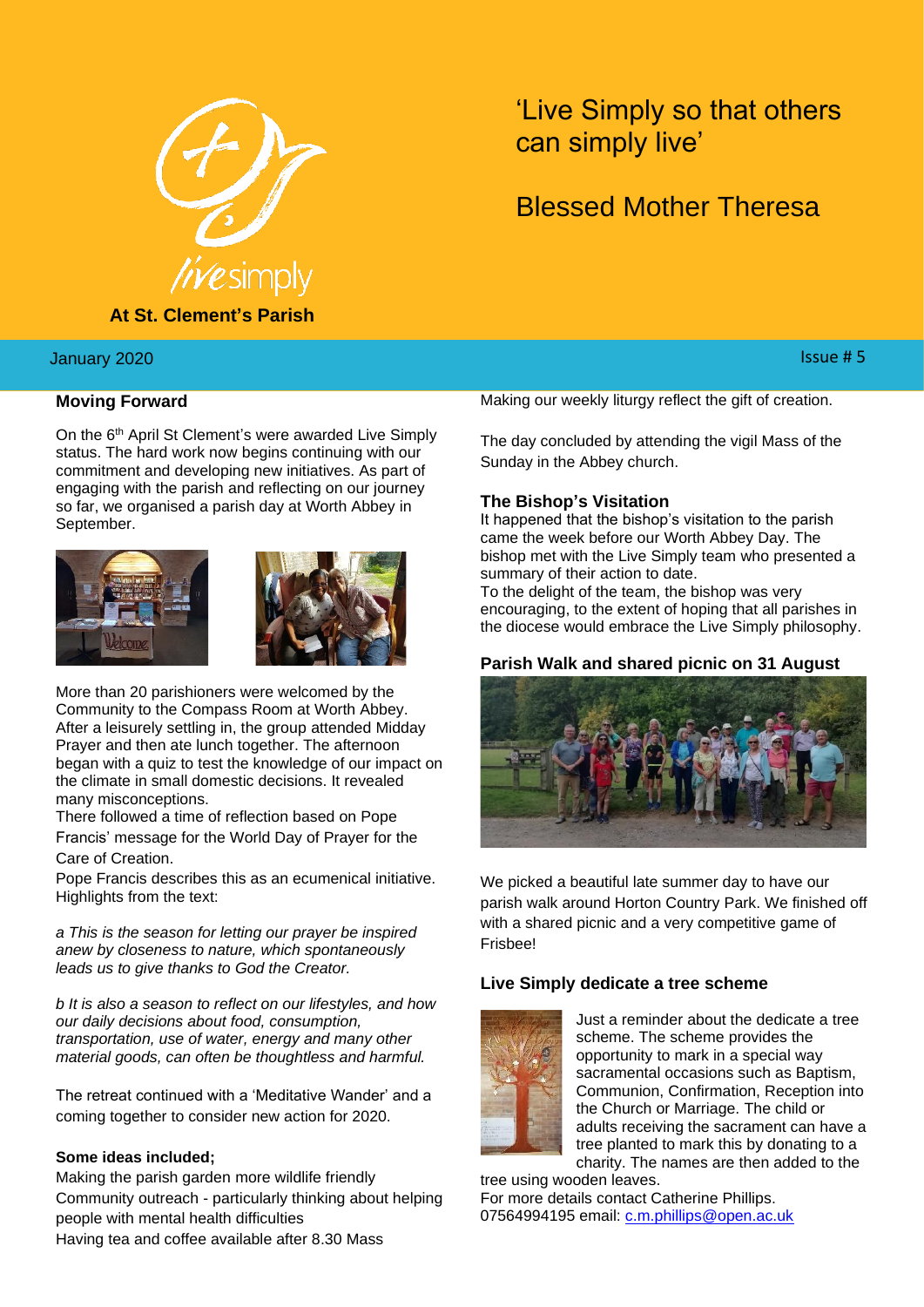livesimply

**At St. Clement's Parish**

# 'Live Simply so that others can simply live'

Blessed Mother Theresa

January 2020

Issue # 5

## Moving Forward

On the 6th April St Clement's were awarded Live Simply status. The hard work now begins continuing with our commitment and developing new initiatives. As part of engaging with the parish and reflecting on our journey so far, we organised a parish day at Worth Abbey in September.

More than 20 parishioners were welcomed by the Community to the Compass Room at Worth Abbey. After a leisurely settling in, the group attended Midday Prayer and then ate lunch together. The afternoon began with a quiz to test the knowledge of our impact on the climate in small domestic decisions. It revealed many misconceptions.

There followed a time of reflection based on Pope Francis' message for the World Day of Prayer for the Care of Creation.

Pope Francis describes this as an ecumenical initiative. Highlights from the text:

*a This is the season for letting our prayer be inspired anew by closeness to nature, which spontaneously leads us to give thanks to God the Creator.*

*b It is also a season to reflect on our lifestyles, and how our daily decisions about food, consumption, transportation, use of water, energy and many other material goods, can often be thoughtless and harmful.*

The retreat continued with a 'Meditative Wander' and a coming together to consider new action for 2020.

**Some ideas included;**

Making the parish garden more wildlife friendly
Community outreach - particularly thinking about helping people with mental health difficulties
Having tea and coffee available after 8.30 Mass
Making our weekly liturgy reflect the gift of creation.

The day concluded by attending the vigil Mass of the Sunday in the Abbey church.

## The Bishop's Visitation

It happened that the bishop's visitation to the parish came the week before our Worth Abbey Day. The bishop met with the Live Simply team who presented a summary of their action to date.
To the delight of the team, the bishop was very encouraging, to the extent of hoping that all parishes in the diocese would embrace the Live Simply philosophy.

## Parish Walk and shared picnic on 31 August

We picked a beautiful late summer day to have our parish walk around Horton Country Park. We finished off with a shared picnic and a very competitive game of Frisbee!

## Live Simply dedicate a tree scheme

Just a reminder about the dedicate a tree scheme. The scheme provides the opportunity to mark in a special way sacramental occasions such as Baptism, Communion, Confirmation, Reception into the Church or Marriage. The child or adults receiving the sacrament can have a tree planted to mark this by donating to a charity. The names are then added to the tree using wooden leaves.
For more details contact Catherine Phillips.
07564994195 email: c.m.phillips@open.ac.uk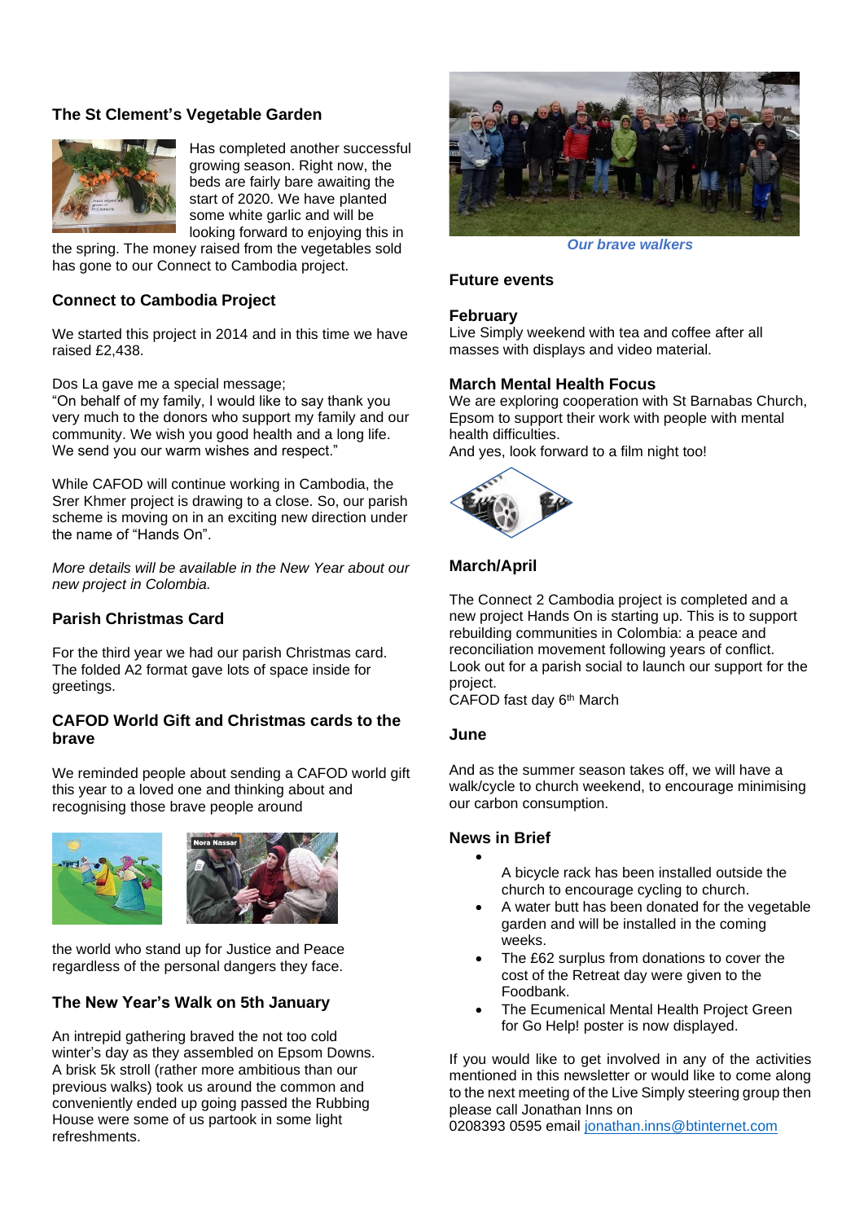### The St Clement's Vegetable Garden

Has completed another successful growing season. Right now, the beds are fairly bare awaiting the start of 2020. We have planted some white garlic and will be looking forward to enjoying this in the spring. The money raised from the vegetables sold has gone to our Connect to Cambodia project.

### Connect to Cambodia Project

We started this project in 2014 and in this time we have raised £2,438.

Dos La gave me a special message;
"On behalf of my family, I would like to say thank you very much to the donors who support my family and our community. We wish you good health and a long life. We send you our warm wishes and respect."

While CAFOD will continue working in Cambodia, the Srer Khmer project is drawing to a close. So, our parish scheme is moving on in an exciting new direction under the name of "Hands On".

*More details will be available in the New Year about our new project in Colombia.*

### Parish Christmas Card

For the third year we had our parish Christmas card. The folded A2 format gave lots of space inside for greetings.

### CAFOD World Gift and Christmas cards to the brave

We reminded people about sending a CAFOD world gift this year to a loved one and thinking about and recognising those brave people around the world who stand up for Justice and Peace regardless of the personal dangers they face.

### The New Year's Walk on 5th January

An intrepid gathering braved the not too cold winter's day as they assembled on Epsom Downs. A brisk 5k stroll (rather more ambitious than our previous walks) took us around the common and conveniently ended up going passed the Rubbing House were some of us partook in some light refreshments.

***Our brave walkers***

### Future events

**February**
Live Simply weekend with tea and coffee after all masses with displays and video material.

**March Mental Health Focus**
We are exploring cooperation with St Barnabas Church, Epsom to support their work with people with mental health difficulties.
And yes, look forward to a film night too!

### March/April

The Connect 2 Cambodia project is completed and a new project Hands On is starting up. This is to support rebuilding communities in Colombia: a peace and reconciliation movement following years of conflict. Look out for a parish social to launch our support for the project.
CAFOD fast day 6th March

### June

And as the summer season takes off, we will have a walk/cycle to church weekend, to encourage minimising our carbon consumption.

### News in Brief

- A bicycle rack has been installed outside the church to encourage cycling to church.
- A water butt has been donated for the vegetable garden and will be installed in the coming weeks.
- The £62 surplus from donations to cover the cost of the Retreat day were given to the Foodbank.
- The Ecumenical Mental Health Project Green for Go Help! poster is now displayed.

If you would like to get involved in any of the activities mentioned in this newsletter or would like to come along to the next meeting of the Live Simply steering group then please call Jonathan Inns on
0208393 0595 email jonathan.inns@btinternet.com